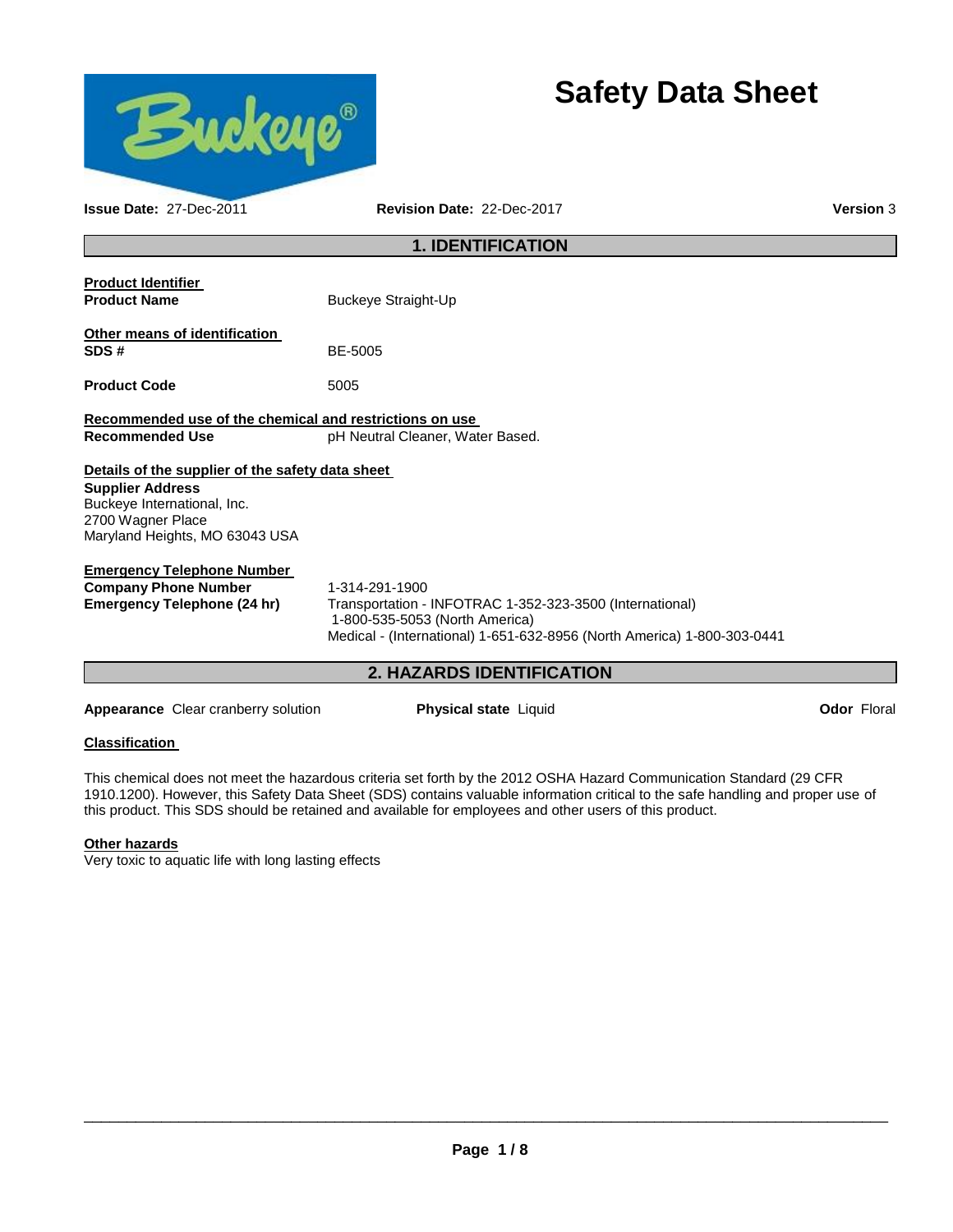# Safety Data Sheet

**Issue Date:** 27-Dec-2011 **Revision Date:** 22-Dec-2017 **Version** 3

## 1. IDENTIFICATION

**Product Identifier**

**Product Name** Buckeye Straight-Up

**Other means of identification**

**SDS #** BE-5005

**Product Code** 5005

**Recommended use of the chemical and restrictions on use**

**Recommended Use** pH Neutral Cleaner, Water Based.

**Details of the supplier of the safety data sheet**

**Supplier Address**
Buckeye International, Inc.
2700 Wagner Place
Maryland Heights, MO 63043 USA

**Emergency Telephone Number**

**Company Phone Number** 1-314-291-1900

**Emergency Telephone (24 hr)** Transportation - INFOTRAC 1-352-323-3500 (International)
1-800-535-5053 (North America)
Medical - (International) 1-651-632-8956 (North America) 1-800-303-0441

## 2. HAZARDS IDENTIFICATION

**Appearance** Clear cranberry solution **Physical state** Liquid **Odor** Floral

**Classification**

This chemical does not meet the hazardous criteria set forth by the 2012 OSHA Hazard Communication Standard (29 CFR 1910.1200). However, this Safety Data Sheet (SDS) contains valuable information critical to the safe handling and proper use of this product. This SDS should be retained and available for employees and other users of this product.

**Other hazards**

Very toxic to aquatic life with long lasting effects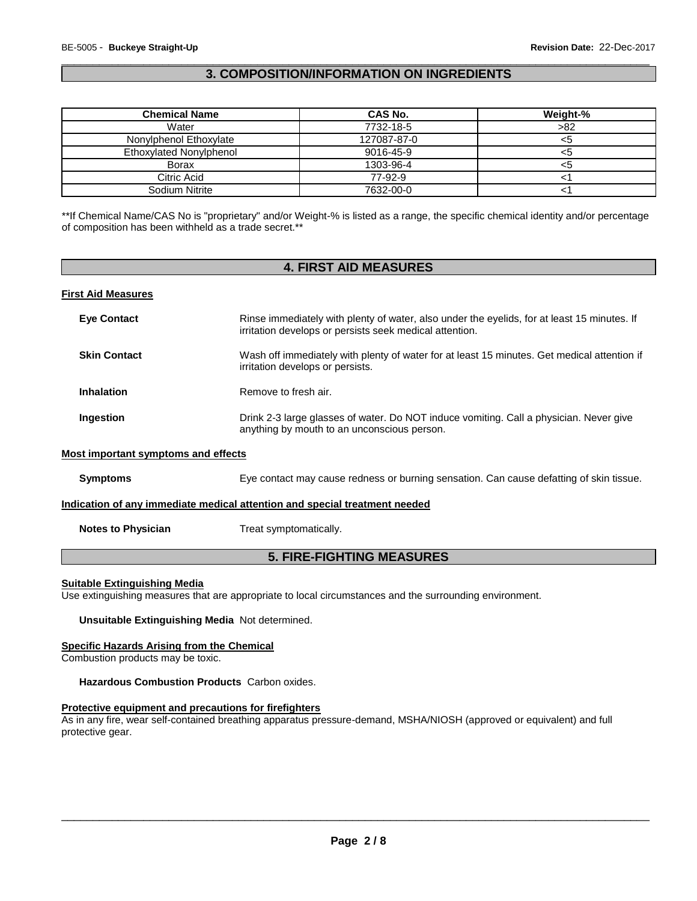## 3. COMPOSITION/INFORMATION ON INGREDIENTS

| Chemical Name | CAS No. | Weight-% |
|---|---|---|
| Water | 7732-18-5 | >82 |
| Nonylphenol Ethoxylate | 127087-87-0 | <5 |
| Ethoxylated Nonylphenol | 9016-45-9 | <5 |
| Borax | 1303-96-4 | <5 |
| Citric Acid | 77-92-9 | <1 |
| Sodium Nitrite | 7632-00-0 | <1 |

**If Chemical Name/CAS No is "proprietary" and/or Weight-% is listed as a range, the specific chemical identity and/or percentage of composition has been withheld as a trade secret.**

## 4. FIRST AID MEASURES

**First Aid Measures**

**Eye Contact** Rinse immediately with plenty of water, also under the eyelids, for at least 15 minutes. If irritation develops or persists seek medical attention.

**Skin Contact** Wash off immediately with plenty of water for at least 15 minutes. Get medical attention if irritation develops or persists.

**Inhalation** Remove to fresh air.

**Ingestion** Drink 2-3 large glasses of water. Do NOT induce vomiting. Call a physician. Never give anything by mouth to an unconscious person.

**Most important symptoms and effects**

**Symptoms** Eye contact may cause redness or burning sensation. Can cause defatting of skin tissue.

**Indication of any immediate medical attention and special treatment needed**

**Notes to Physician** Treat symptomatically.

## 5. FIRE-FIGHTING MEASURES

**Suitable Extinguishing Media**

Use extinguishing measures that are appropriate to local circumstances and the surrounding environment.

**Unsuitable Extinguishing Media** Not determined.

**Specific Hazards Arising from the Chemical**

Combustion products may be toxic.

**Hazardous Combustion Products** Carbon oxides.

**Protective equipment and precautions for firefighters**

As in any fire, wear self-contained breathing apparatus pressure-demand, MSHA/NIOSH (approved or equivalent) and full protective gear.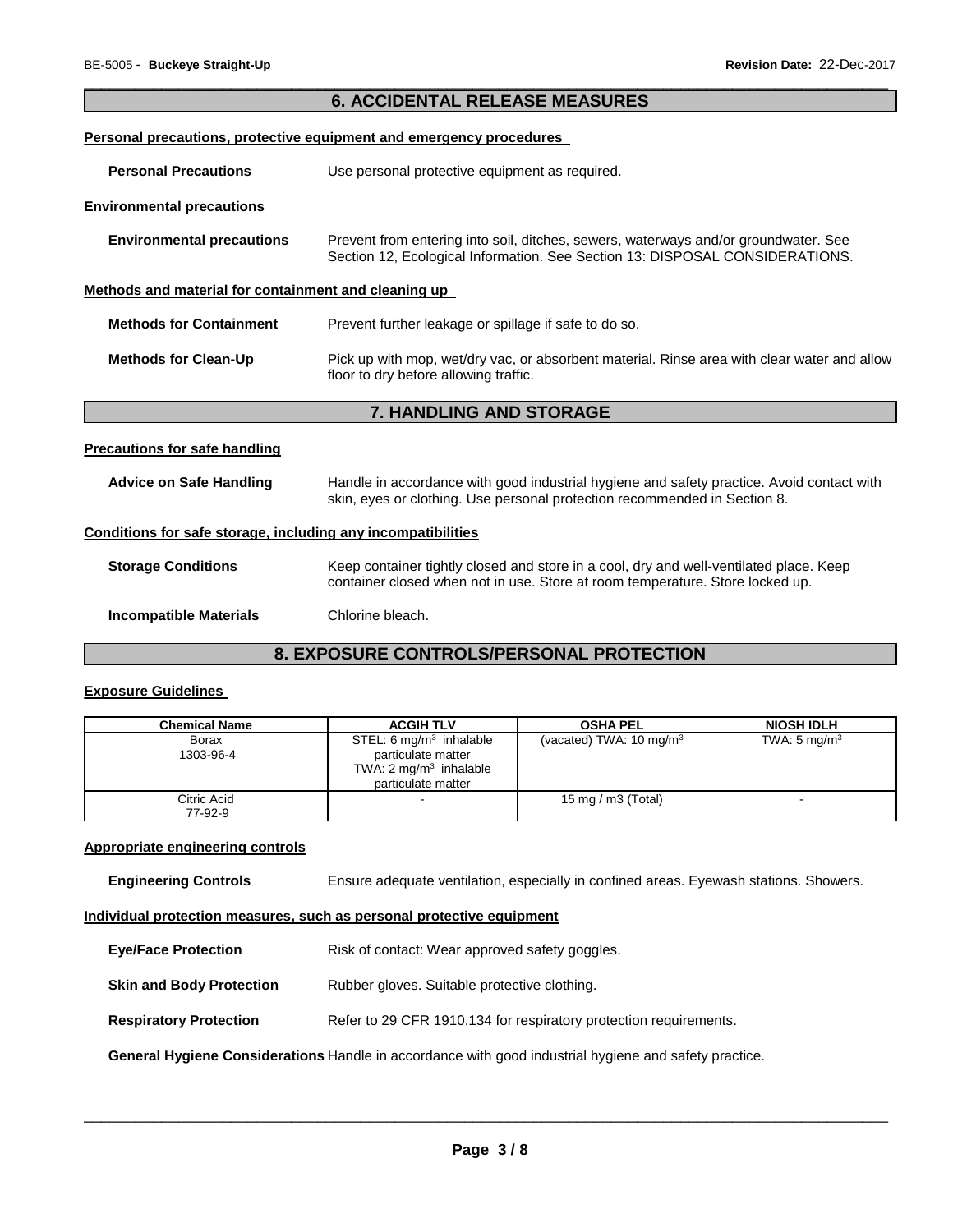## 6. ACCIDENTAL RELEASE MEASURES

**Personal precautions, protective equipment and emergency procedures**

**Personal Precautions** Use personal protective equipment as required.

**Environmental precautions**

**Environmental precautions** Prevent from entering into soil, ditches, sewers, waterways and/or groundwater. See Section 12, Ecological Information. See Section 13: DISPOSAL CONSIDERATIONS.

**Methods and material for containment and cleaning up**

**Methods for Containment** Prevent further leakage or spillage if safe to do so.

**Methods for Clean-Up** Pick up with mop, wet/dry vac, or absorbent material. Rinse area with clear water and allow floor to dry before allowing traffic.

## 7. HANDLING AND STORAGE

**Precautions for safe handling**

**Advice on Safe Handling** Handle in accordance with good industrial hygiene and safety practice. Avoid contact with skin, eyes or clothing. Use personal protection recommended in Section 8.

**Conditions for safe storage, including any incompatibilities**

**Storage Conditions** Keep container tightly closed and store in a cool, dry and well-ventilated place. Keep container closed when not in use. Store at room temperature. Store locked up.

**Incompatible Materials** Chlorine bleach.

## 8. EXPOSURE CONTROLS/PERSONAL PROTECTION

**Exposure Guidelines**

| Chemical Name | ACGIH TLV | OSHA PEL | NIOSH IDLH |
|---|---|---|---|
| Borax<br>1303-96-4 | STEL: 6 mg/m$^3$ inhalable particulate matter<br>TWA: 2 mg/m$^3$ inhalable particulate matter | (vacated) TWA: 10 mg/m$^3$ | TWA: 5 mg/m$^3$ |
| Citric Acid<br>77-92-9 | - | 15 mg / m3 (Total) | - |

**Appropriate engineering controls**

**Engineering Controls** Ensure adequate ventilation, especially in confined areas. Eyewash stations. Showers.

**Individual protection measures, such as personal protective equipment**

**Eye/Face Protection** Risk of contact: Wear approved safety goggles.

**Skin and Body Protection** Rubber gloves. Suitable protective clothing.

**Respiratory Protection** Refer to 29 CFR 1910.134 for respiratory protection requirements.

**General Hygiene Considerations** Handle in accordance with good industrial hygiene and safety practice.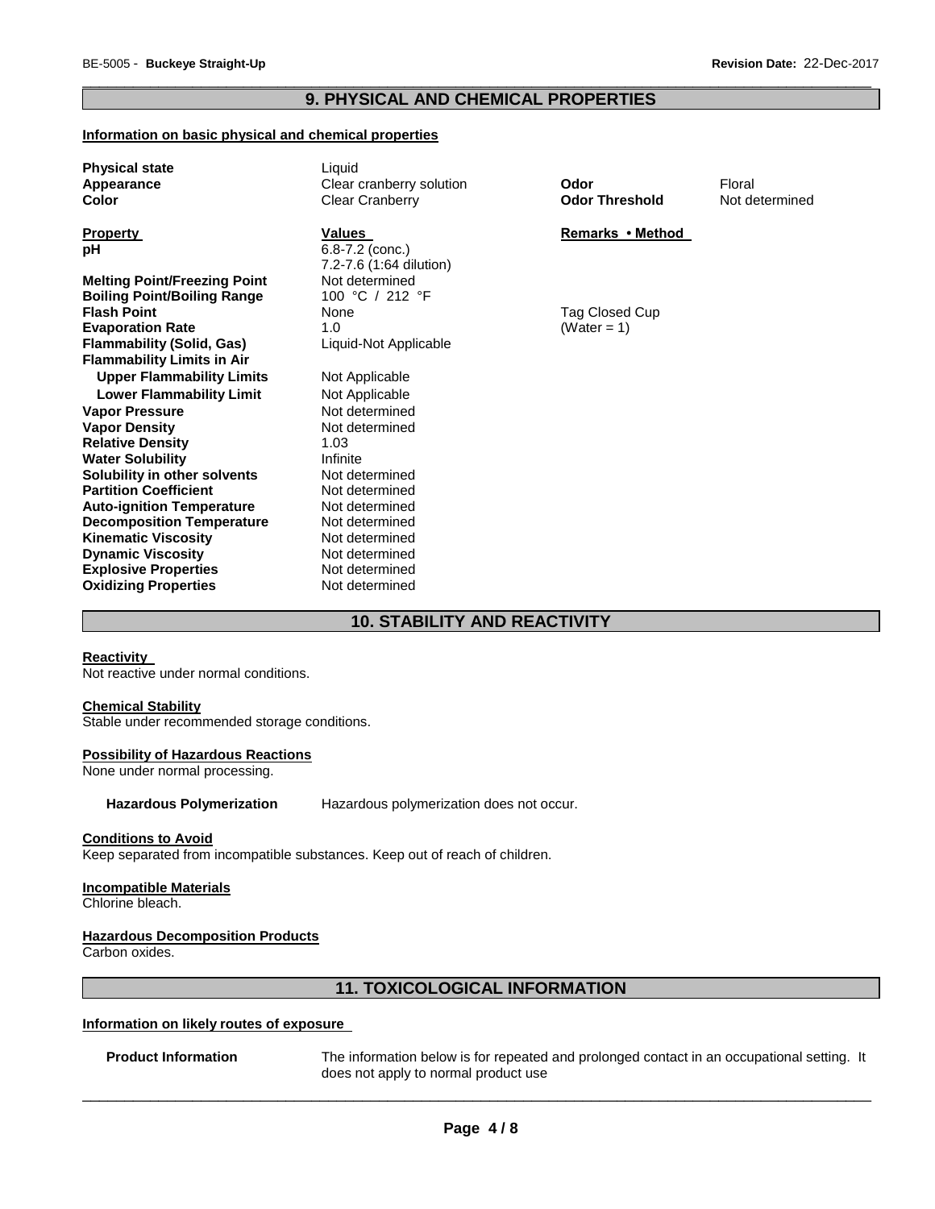## 9. PHYSICAL AND CHEMICAL PROPERTIES

**Information on basic physical and chemical properties**

| | | | |
|---|---|---|---|
| **Physical state** | Liquid | | |
| **Appearance** | Clear cranberry solution | **Odor** | Floral |
| **Color** | Clear Cranberry | **Odor Threshold** | Not determined |

| **Property** | **Values** | **Remarks • Method** |
|---|---|---|
| **pH** | 6.8-7.2 (conc.) 7.2-7.6 (1:64 dilution) | |
| **Melting Point/Freezing Point** | Not determined | |
| **Boiling Point/Boiling Range** | 100 °C / 212 °F | |
| **Flash Point** | None | Tag Closed Cup |
| **Evaporation Rate** | 1.0 | (Water = 1) |
| **Flammability (Solid, Gas)** | Liquid-Not Applicable | |
| **Flammability Limits in Air** | | |
| **Upper Flammability Limits** | Not Applicable | |
| **Lower Flammability Limit** | Not Applicable | |
| **Vapor Pressure** | Not determined | |
| **Vapor Density** | Not determined | |
| **Relative Density** | 1.03 | |
| **Water Solubility** | Infinite | |
| **Solubility in other solvents** | Not determined | |
| **Partition Coefficient** | Not determined | |
| **Auto-ignition Temperature** | Not determined | |
| **Decomposition Temperature** | Not determined | |
| **Kinematic Viscosity** | Not determined | |
| **Dynamic Viscosity** | Not determined | |
| **Explosive Properties** | Not determined | |
| **Oxidizing Properties** | Not determined | |

## 10. STABILITY AND REACTIVITY

**Reactivity**

Not reactive under normal conditions.

**Chemical Stability**

Stable under recommended storage conditions.

**Possibility of Hazardous Reactions**

None under normal processing.

**Hazardous Polymerization** Hazardous polymerization does not occur.

**Conditions to Avoid**

Keep separated from incompatible substances. Keep out of reach of children.

**Incompatible Materials**

Chlorine bleach.

**Hazardous Decomposition Products**

Carbon oxides.

## 11. TOXICOLOGICAL INFORMATION

**Information on likely routes of exposure**

**Product Information** The information below is for repeated and prolonged contact in an occupational setting. It does not apply to normal product use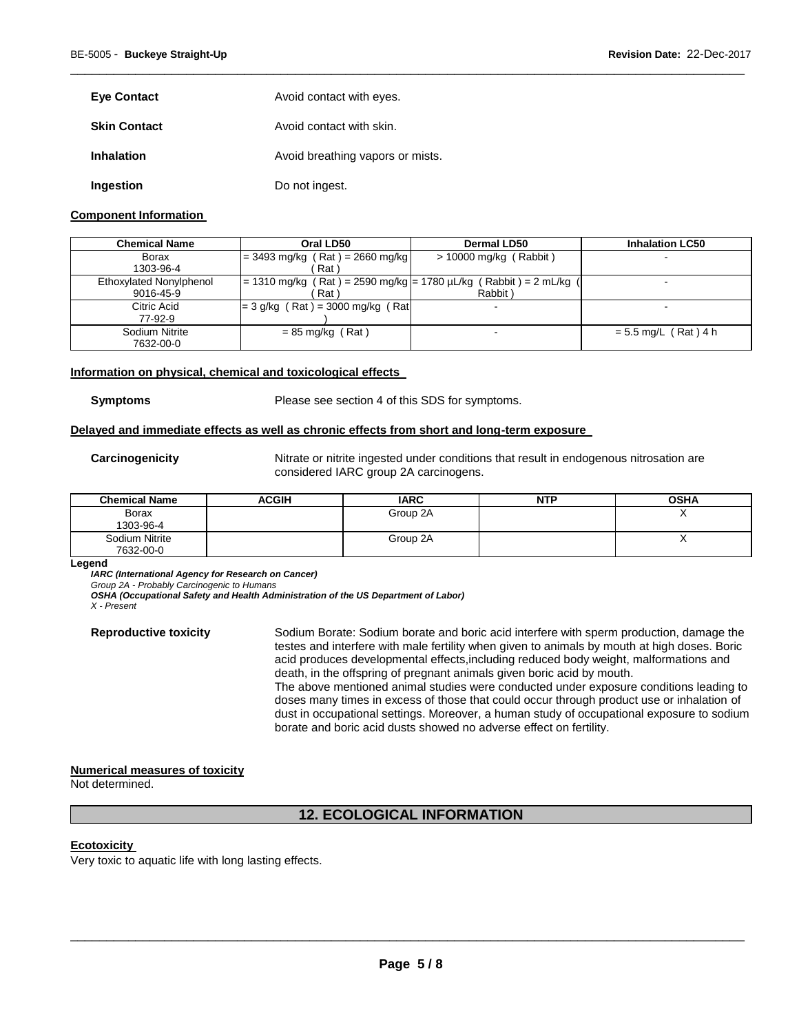| **Eye Contact** | Avoid contact with eyes. |
|---|---|
| **Skin Contact** | Avoid contact with skin. |
| **Inhalation** | Avoid breathing vapors or mists. |
| **Ingestion** | Do not ingest. |

**Component Information**

| Chemical Name | Oral LD50 | Dermal LD50 | Inhalation LC50 |
|---|---|---|---|
| Borax<br>1303-96-4 | = 3493 mg/kg ( Rat ) = 2660 mg/kg ( Rat ) | > 10000 mg/kg ( Rabbit ) | - |
| Ethoxylated Nonylphenol<br>9016-45-9 | = 1310 mg/kg ( Rat ) = 2590 mg/kg ( Rat ) | = 1780 µL/kg ( Rabbit ) = 2 mL/kg ( Rabbit ) | - |
| Citric Acid<br>77-92-9 | = 3 g/kg ( Rat ) = 3000 mg/kg ( Rat ) | - | - |
| Sodium Nitrite<br>7632-00-0 | = 85 mg/kg ( Rat ) | - | = 5.5 mg/L ( Rat ) 4 h |

**Information on physical, chemical and toxicological effects**

**Symptoms** Please see section 4 of this SDS for symptoms.

**Delayed and immediate effects as well as chronic effects from short and long-term exposure**

**Carcinogenicity** Nitrate or nitrite ingested under conditions that result in endogenous nitrosation are considered IARC group 2A carcinogens.

| Chemical Name | ACGIH | IARC | NTP | OSHA |
|---|---|---|---|---|
| Borax<br>1303-96-4 | | Group 2A | | X |
| Sodium Nitrite<br>7632-00-0 | | Group 2A | | X |

**Legend**

***IARC (International Agency for Research on Cancer)***
*Group 2A - Probably Carcinogenic to Humans*
***OSHA (Occupational Safety and Health Administration of the US Department of Labor)***
*X - Present*

**Reproductive toxicity** Sodium Borate: Sodium borate and boric acid interfere with sperm production, damage the testes and interfere with male fertility when given to animals by mouth at high doses. Boric acid produces developmental effects,including reduced body weight, malformations and death, in the offspring of pregnant animals given boric acid by mouth.
The above mentioned animal studies were conducted under exposure conditions leading to doses many times in excess of those that could occur through product use or inhalation of dust in occupational settings. Moreover, a human study of occupational exposure to sodium borate and boric acid dusts showed no adverse effect on fertility.

**Numerical measures of toxicity**

Not determined.

## 12. ECOLOGICAL INFORMATION

**Ecotoxicity**

Very toxic to aquatic life with long lasting effects.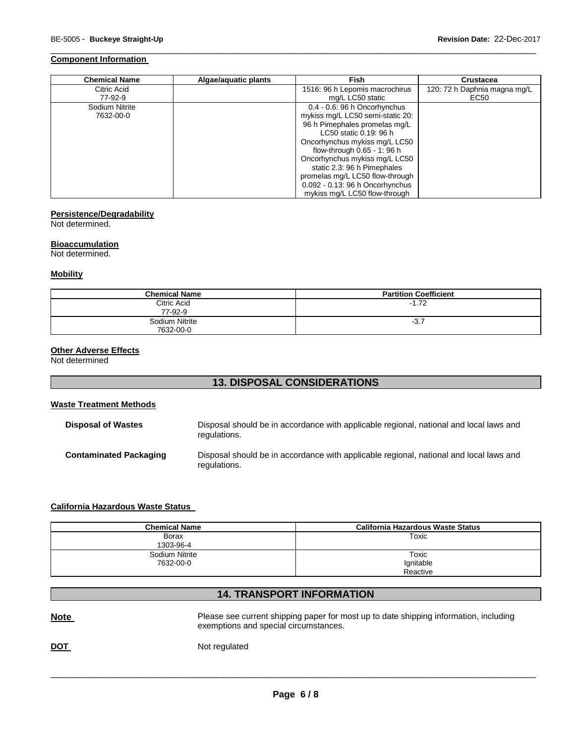**Component Information**

| Chemical Name | Algae/aquatic plants | Fish | Crustacea |
|---|---|---|---|
| Citric Acid<br>77-92-9 | | 1516: 96 h Lepomis macrochirus mg/L LC50 static | 120: 72 h Daphnia magna mg/L EC50 |
| Sodium Nitrite<br>7632-00-0 | | 0.4 - 0.6: 96 h Oncorhynchus mykiss mg/L LC50 semi-static 20: 96 h Pimephales promelas mg/L LC50 static 0.19: 96 h Oncorhynchus mykiss mg/L LC50 flow-through 0.65 - 1: 96 h Oncorhynchus mykiss mg/L LC50 static 2.3: 96 h Pimephales promelas mg/L LC50 flow-through 0.092 - 0.13: 96 h Oncorhynchus mykiss mg/L LC50 flow-through | |

**Persistence/Degradability**

Not determined.

**Bioaccumulation**

Not determined.

**Mobility**

| Chemical Name | Partition Coefficient |
|---|---|
| Citric Acid<br>77-92-9 | -1.72 |
| Sodium Nitrite<br>7632-00-0 | -3.7 |

**Other Adverse Effects**

Not determined

## 13. DISPOSAL CONSIDERATIONS

**Waste Treatment Methods**

**Disposal of Wastes** Disposal should be in accordance with applicable regional, national and local laws and regulations.

**Contaminated Packaging** Disposal should be in accordance with applicable regional, national and local laws and regulations.

**California Hazardous Waste Status**

| Chemical Name | California Hazardous Waste Status |
|---|---|
| Borax<br>1303-96-4 | Toxic |
| Sodium Nitrite<br>7632-00-0 | Toxic<br>Ignitable<br>Reactive |

## 14. TRANSPORT INFORMATION

**Note** Please see current shipping paper for most up to date shipping information, including exemptions and special circumstances.

**DOT** Not regulated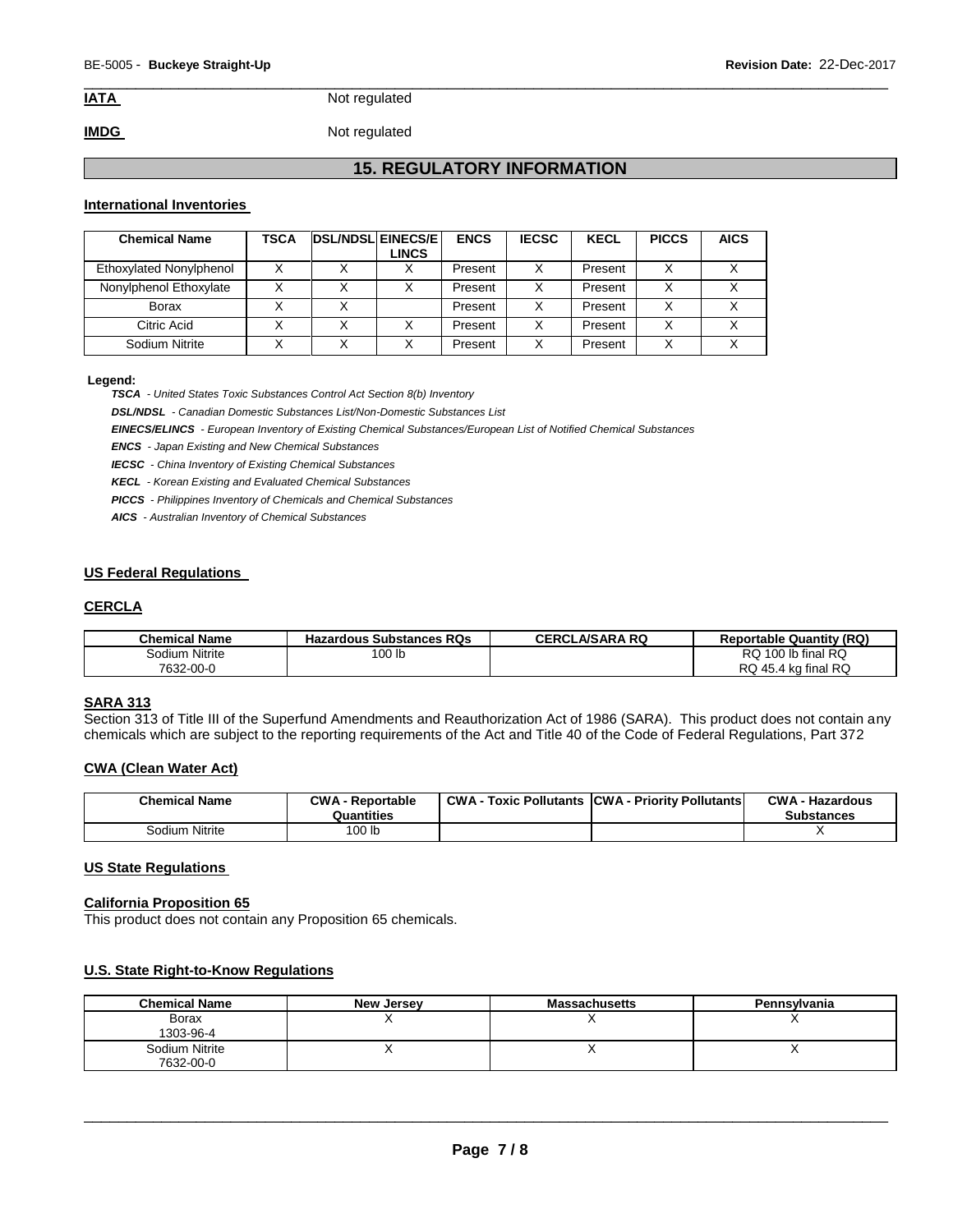**IATA** Not regulated

**IMDG** Not regulated

## 15. REGULATORY INFORMATION

### International Inventories

| Chemical Name | TSCA | DSL/NDSL | EINECS/ELINCS | ENCS | IECSC | KECL | PICCS | AICS |
|---|---|---|---|---|---|---|---|---|
| Ethoxylated Nonylphenol | X | X | X | Present | X | Present | X | X |
| Nonylphenol Ethoxylate | X | X | X | Present | X | Present | X | X |
| Borax | X | X | | Present | X | Present | X | X |
| Citric Acid | X | X | X | Present | X | Present | X | X |
| Sodium Nitrite | X | X | X | Present | X | Present | X | X |

**Legend:**

***TSCA*** *- United States Toxic Substances Control Act Section 8(b) Inventory*

***DSL/NDSL*** *- Canadian Domestic Substances List/Non-Domestic Substances List*

***EINECS/ELINCS*** *- European Inventory of Existing Chemical Substances/European List of Notified Chemical Substances*

***ENCS*** *- Japan Existing and New Chemical Substances*

***IECSC*** *- China Inventory of Existing Chemical Substances*

***KECL*** *- Korean Existing and Evaluated Chemical Substances*

***PICCS*** *- Philippines Inventory of Chemicals and Chemical Substances*

***AICS*** *- Australian Inventory of Chemical Substances*

### US Federal Regulations

### CERCLA

| Chemical Name | Hazardous Substances RQs | CERCLA/SARA RQ | Reportable Quantity (RQ) |
|---|---|---|---|
| Sodium Nitrite<br>7632-00-0 | 100 lb | | RQ 100 lb final RQ<br>RQ 45.4 kg final RQ |

### SARA 313

Section 313 of Title III of the Superfund Amendments and Reauthorization Act of 1986 (SARA). This product does not contain any chemicals which are subject to the reporting requirements of the Act and Title 40 of the Code of Federal Regulations, Part 372

### CWA (Clean Water Act)

| Chemical Name | CWA - Reportable Quantities | CWA - Toxic Pollutants | CWA - Priority Pollutants | CWA - Hazardous Substances |
|---|---|---|---|---|
| Sodium Nitrite | 100 lb | | | X |

### US State Regulations

### California Proposition 65

This product does not contain any Proposition 65 chemicals.

### U.S. State Right-to-Know Regulations

| Chemical Name | New Jersey | Massachusetts | Pennsylvania |
|---|---|---|---|
| Borax<br>1303-96-4 | X | X | X |
| Sodium Nitrite<br>7632-00-0 | X | X | X |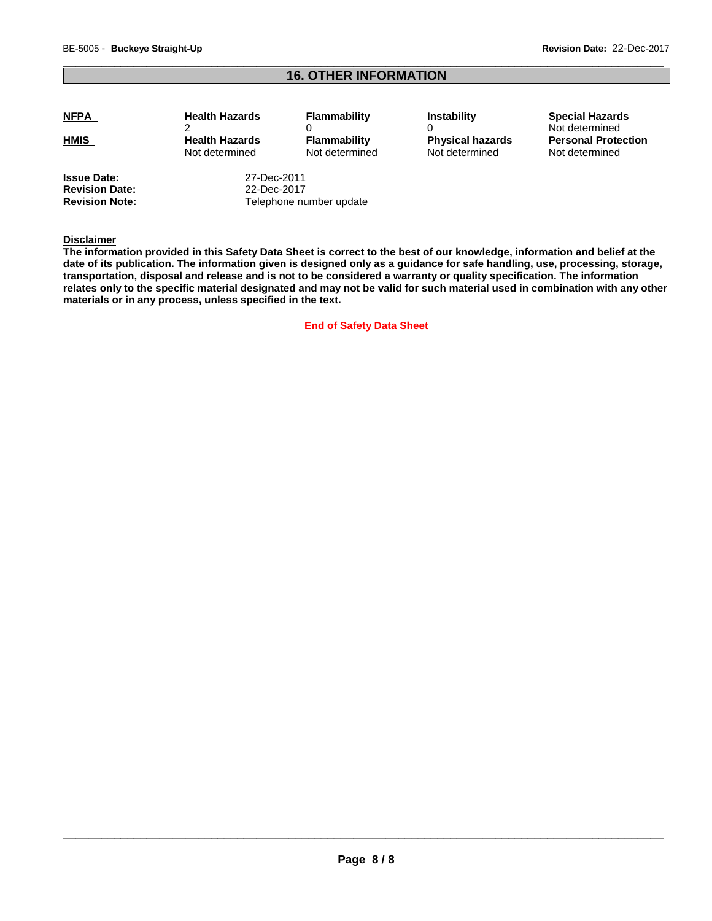## 16. OTHER INFORMATION

| | | | | |
|---|---|---|---|---|
| **NFPA** | **Health Hazards** 2 | **Flammability** 0 | **Instability** 0 | **Special Hazards** Not determined |
| **HMIS** | **Health Hazards** Not determined | **Flammability** Not determined | **Physical hazards** Not determined | **Personal Protection** Not determined |

**Issue Date:** 27-Dec-2011
**Revision Date:** 22-Dec-2017
**Revision Note:** Telephone number update

**Disclaimer**

**The information provided in this Safety Data Sheet is correct to the best of our knowledge, information and belief at the date of its publication. The information given is designed only as a guidance for safe handling, use, processing, storage, transportation, disposal and release and is not to be considered a warranty or quality specification. The information relates only to the specific material designated and may not be valid for such material used in combination with any other materials or in any process, unless specified in the text.**

**End of Safety Data Sheet**